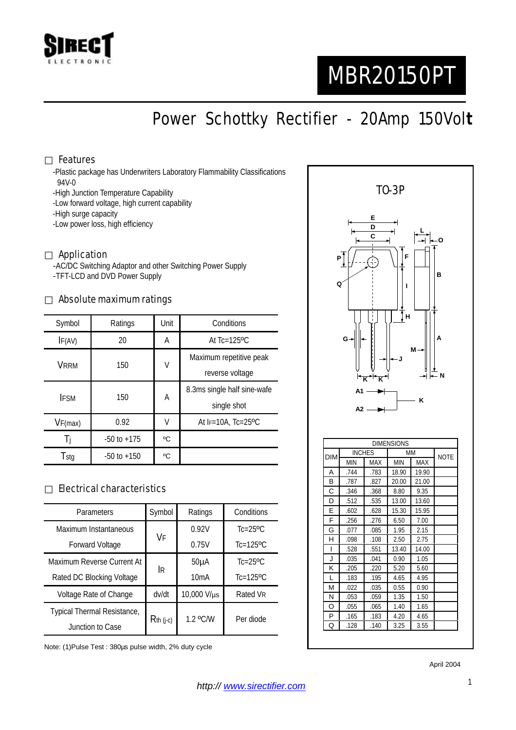SIRECT ELECTRONIC

# MBR20150PT

## Power Schottky Rectifier - 20Amp 150Volt

### Features

- -Plastic package has Underwriters Laboratory Flammability Classifications 94V-0
- -High Junction Temperature Capability
- -Low forward voltage, high current capability
- -High surge capacity
- -Low power loss, high efficiency

### Application

- -AC/DC Switching Adaptor and other Switching Power Supply
- -TFT-LCD and DVD Power Supply

### Absolute maximum ratings

| Symbol | Ratings | Unit | Conditions |
|---|---|---|---|
| $I_{F(AV)}$ | 20 | A | At Tc=125ºC |
| $V_{RRM}$ | 150 | V | Maximum repetitive peak reverse voltage |
| $I_{FSM}$ | 150 | A | 8.3ms single half sine-wafe single shot |
| $V_{F(max)}$ | 0.92 | V | At $I_F$=10A, Tc=25ºC |
| $T_j$ | -50 to +175 | ºC | |
| $T_{stg}$ | -50 to +150 | ºC | |

### Electrical characteristics

| Parameters | Symbol | Ratings | Conditions |
|---|---|---|---|
| Maximum Instantaneous Forward Voltage | $V_F$ | 0.92V | Tc=25ºC |
| | | 0.75V | Tc=125ºC |
| Maximum Reverse Current At Rated DC Blocking Voltage | $I_R$ | 50µA | Tc=25ºC |
| | | 10mA | Tc=125ºC |
| Voltage Rate of Change | dv/dt | 10,000 V/µs | Rated $V_R$ |
| Typical Thermal Resistance, Junction to Case | $R_{th\ (j\text{-}c)}$ | 1.2 ºC/W | Per diode |

Note: (1)Pulse Test : 380µs pulse width, 2% duty cycle

### TO-3P

A1 → K, A2 → K

| DIM | INCHES | | MM | | NOTE |
|---|---|---|---|---|---|
| | MIN | MAX | MIN | MAX | |
| A | .744 | .783 | 18.90 | 19.90 | |
| B | .787 | .827 | 20.00 | 21.00 | |
| C | .346 | .368 | 8.80 | 9.35 | |
| D | .512 | .535 | 13.00 | 13.60 | |
| E | .602 | .628 | 15.30 | 15.95 | |
| F | .256 | .276 | 6.50 | 7.00 | |
| G | .077 | .085 | 1.95 | 2.15 | |
| H | .098 | .108 | 2.50 | 2.75 | |
| I | .528 | .551 | 13.40 | 14.00 | |
| J | .035 | .041 | 0.90 | 1.05 | |
| K | .205 | .220 | 5.20 | 5.60 | |
| L | .183 | .195 | 4.65 | 4.95 | |
| M | .022 | .035 | 0.55 | 0.90 | |
| N | .053 | .059 | 1.35 | 1.50 | |
| O | .055 | .065 | 1.40 | 1.65 | |
| P | .165 | .183 | 4.20 | 4.65 | |
| Q | .128 | .140 | 3.25 | 3.55 | |

April 2004

http:// www.sirectifier.com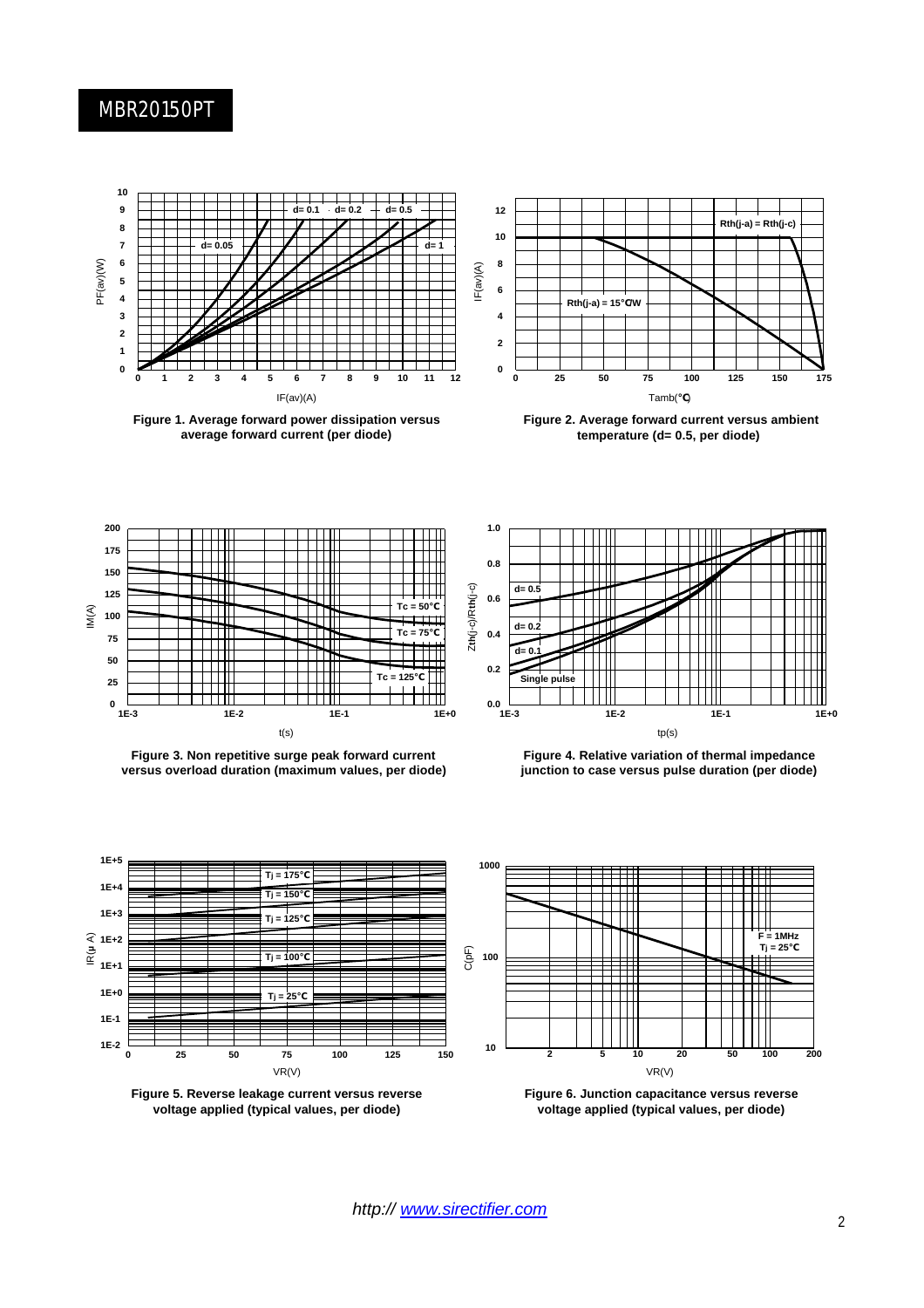# MBR20150PT

Figure 1. Average forward power dissipation versus average forward current (per diode)

Figure 2. Average forward current versus ambient temperature (d= 0.5, per diode)

Figure 3. Non repetitive surge peak forward current versus overload duration (maximum values, per diode)

Figure 4. Relative variation of thermal impedance junction to case versus pulse duration (per diode)

Figure 5. Reverse leakage current versus reverse voltage applied (typical values, per diode)

Figure 6. Junction capacitance versus reverse voltage applied (typical values, per diode)

*http:// [www.sirectifier.com](http://www.sirectifier.com)*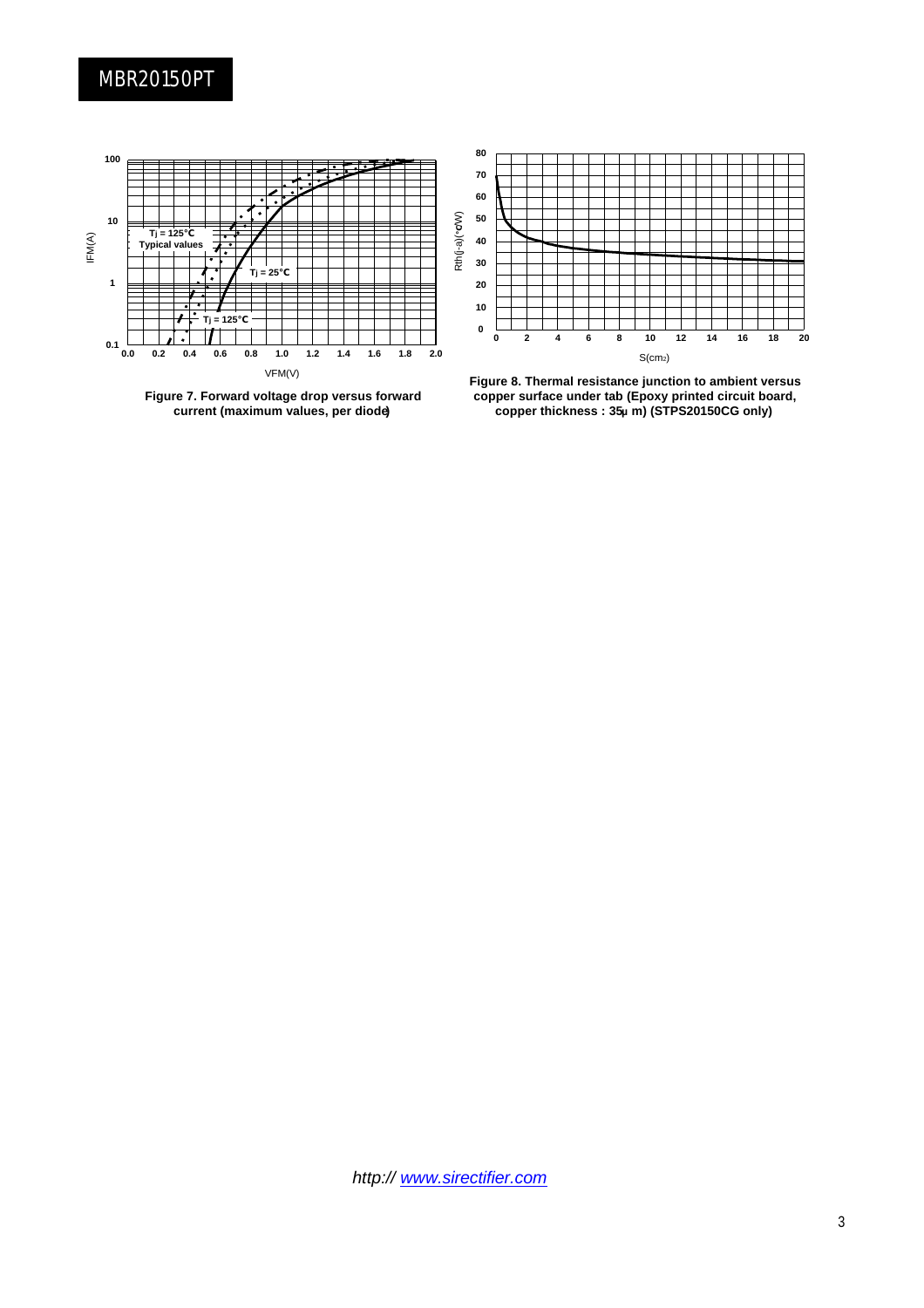100

10

1

0.1

IFM(A)

Tj = 125°C
Typical values

Tj = 25°C

Tj = 125°C

0.0 0.2 0.4 0.6 0.8 1.0 1.2 1.4 1.6 1.8 2.0

VFM(V)

**Figure 7. Forward voltage drop versus forward current (maximum values, per diode)**

80

70

60

50

40

30

20

10

0

Rth(j-a)(°C/W)

0 2 4 6 8 10 12 14 16 18 20

S(cm2)

**Figure 8. Thermal resistance junction to ambient versus copper surface under tab (Epoxy printed circuit board, copper thickness : 35μ m) (STPS20150CG only)**

*http:// www.sirectifier.com*